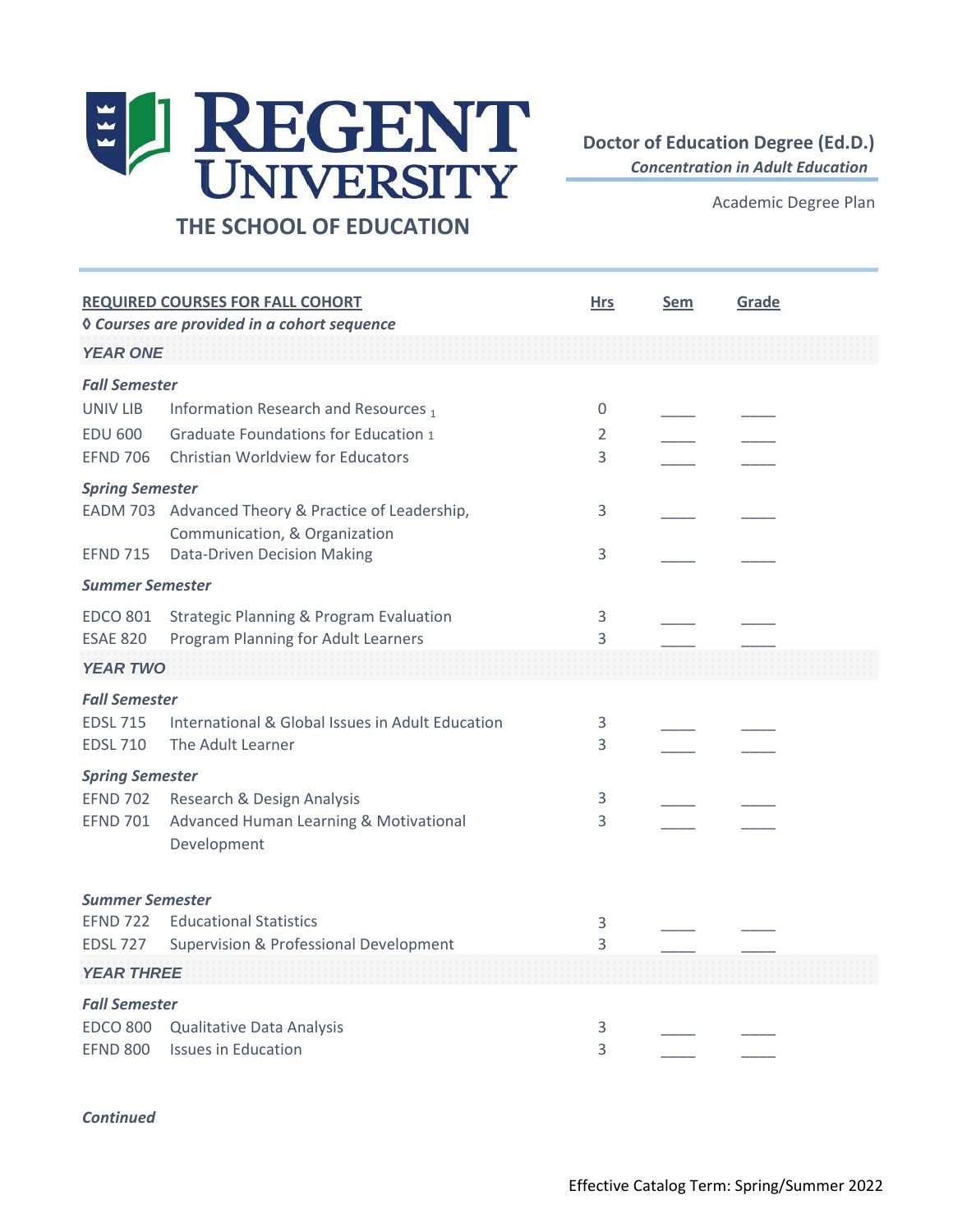# REGENT UNIVERSITY

## THE SCHOOL OF EDUCATION

**Doctor of Education Degree (Ed.D.)**
***Concentration in Adult Education***

Academic Degree Plan

| **REQUIRED COURSES FOR FALL COHORT** ◊ ***Courses are provided in a cohort sequence*** | | **Hrs** | **Sem** | **Grade** |
|---|---|---|---|---|
| ***YEAR ONE*** | | | | |
| ***Fall Semester*** | | | | |
| UNIV LIB | Information Research and Resources [1] | 0 | ____ | ____ |
| EDU 600 | Graduate Foundations for Education [1] | 2 | ____ | ____ |
| EFND 706 | Christian Worldview for Educators | 3 | ____ | ____ |
| ***Spring Semester*** | | | | |
| EADM 703 | Advanced Theory & Practice of Leadership, Communication, & Organization | 3 | ____ | ____ |
| EFND 715 | Data-Driven Decision Making | 3 | ____ | ____ |
| ***Summer Semester*** | | | | |
| EDCO 801 | Strategic Planning & Program Evaluation | 3 | ____ | ____ |
| ESAE 820 | Program Planning for Adult Learners | 3 | ____ | ____ |
| ***YEAR TWO*** | | | | |
| ***Fall Semester*** | | | | |
| EDSL 715 | International & Global Issues in Adult Education | 3 | ____ | ____ |
| EDSL 710 | The Adult Learner | 3 | ____ | ____ |
| ***Spring Semester*** | | | | |
| EFND 702 | Research & Design Analysis | 3 | ____ | ____ |
| EFND 701 | Advanced Human Learning & Motivational Development | 3 | ____ | ____ |
| ***Summer Semester*** | | | | |
| EFND 722 | Educational Statistics | 3 | ____ | ____ |
| EDSL 727 | Supervision & Professional Development | 3 | ____ | ____ |
| ***YEAR THREE*** | | | | |
| ***Fall Semester*** | | | | |
| EDCO 800 | Qualitative Data Analysis | 3 | ____ | ____ |
| EFND 800 | Issues in Education | 3 | ____ | ____ |

***Continued***

Effective Catalog Term: Spring/Summer 2022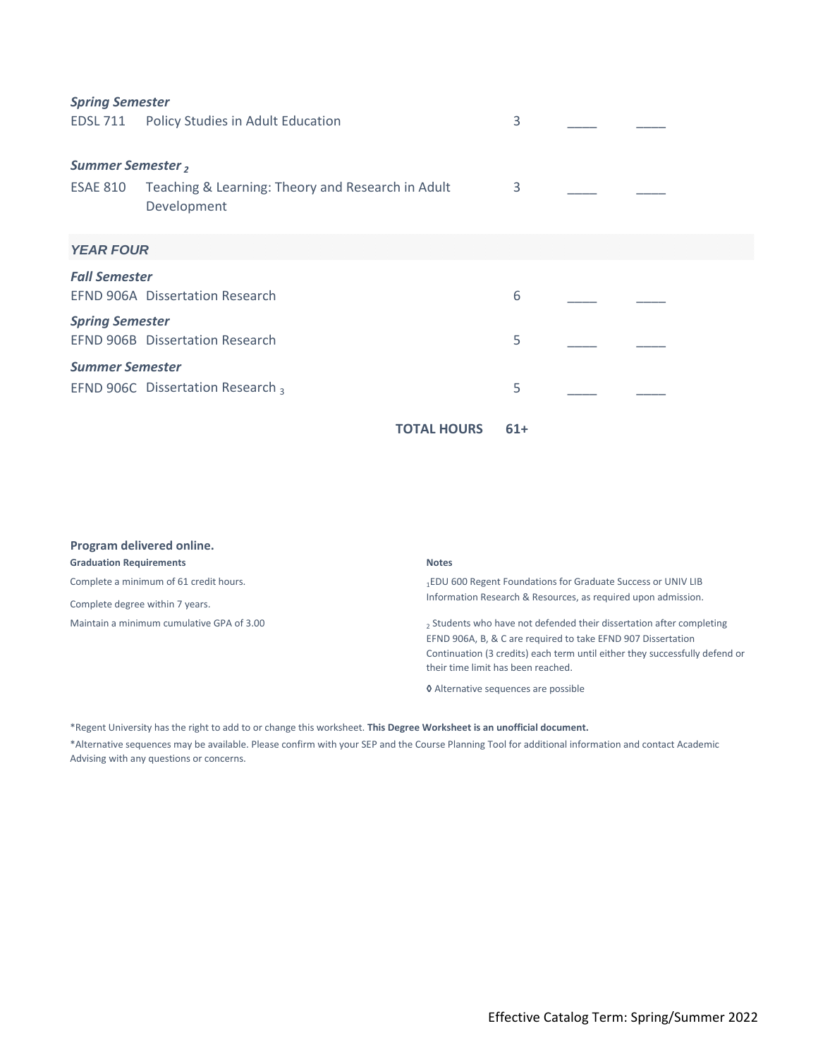| | | | | |
|---|---|---|---|---|
| ***Spring Semester*** | | | | |
| EDSL 711 | Policy Studies in Adult Education | 3 | ____ | ____ |
| ***Summer Semester*** [2] | | | | |
| ESAE 810 | Teaching & Learning: Theory and Research in Adult Development | 3 | ____ | ____ |

## *YEAR FOUR*

| | | | | |
|---|---|---|---|---|
| ***Fall Semester*** | | | | |
| EFND 906A | Dissertation Research | 6 | ____ | ____ |
| ***Spring Semester*** | | | | |
| EFND 906B | Dissertation Research | 5 | ____ | ____ |
| ***Summer Semester*** | | | | |
| EFND 906C | Dissertation Research [3] | 5 | ____ | ____ |
| | **TOTAL HOURS** | **61+** | | |

**Program delivered online.**

**Graduation Requirements**

Complete a minimum of 61 credit hours.

Complete degree within 7 years.

Maintain a minimum cumulative GPA of 3.00

**Notes**

[1]EDU 600 Regent Foundations for Graduate Success or UNIV LIB Information Research & Resources, as required upon admission.

[2] Students who have not defended their dissertation after completing EFND 906A, B, & C are required to take EFND 907 Dissertation Continuation (3 credits) each term until either they successfully defend or their time limit has been reached.

◊ Alternative sequences are possible

*Regent University has the right to add to or change this worksheet. **This Degree Worksheet is an unofficial document.**

*Alternative sequences may be available. Please confirm with your SEP and the Course Planning Tool for additional information and contact Academic Advising with any questions or concerns.

Effective Catalog Term: Spring/Summer 2022